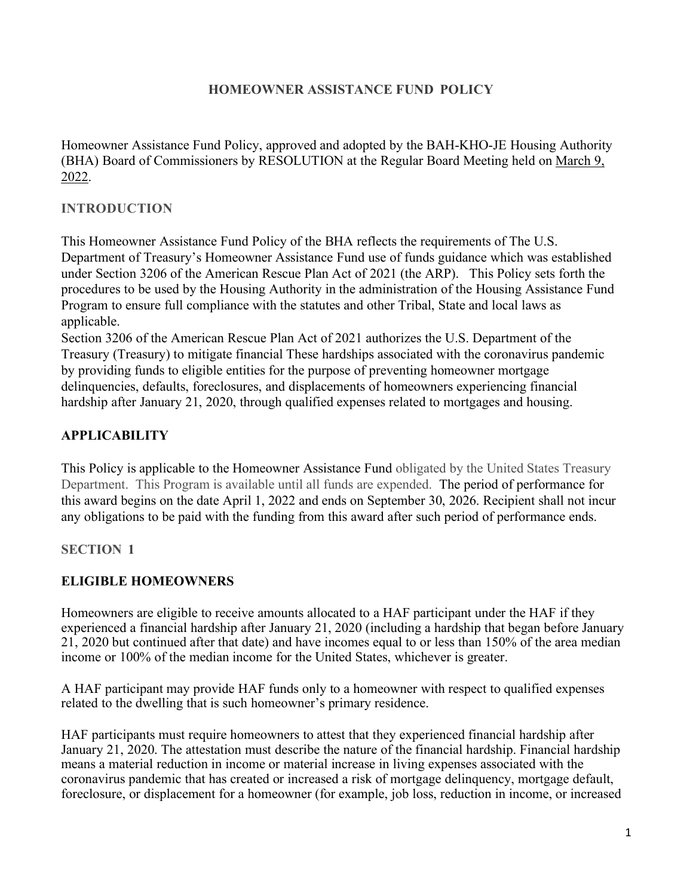# HOMEOWNER ASSISTANCE FUND POLICY

Homeowner Assistance Fund Policy, approved and adopted by the BAH-KHO-JE Housing Authority (BHA) Board of Commissioners by RESOLUTION at the Regular Board Meeting held on March 9, 2022.

## INTRODUCTION

This Homeowner Assistance Fund Policy of the BHA reflects the requirements of The U.S. Department of Treasury's Homeowner Assistance Fund use of funds guidance which was established under Section 3206 of the American Rescue Plan Act of 2021 (the ARP). This Policy sets forth the procedures to be used by the Housing Authority in the administration of the Housing Assistance Fund Program to ensure full compliance with the statutes and other Tribal, State and local laws as applicable.

Section 3206 of the American Rescue Plan Act of 2021 authorizes the U.S. Department of the Treasury (Treasury) to mitigate financial These hardships associated with the coronavirus pandemic by providing funds to eligible entities for the purpose of preventing homeowner mortgage delinquencies, defaults, foreclosures, and displacements of homeowners experiencing financial hardship after January 21, 2020, through qualified expenses related to mortgages and housing.

## APPLICABILITY

This Policy is applicable to the Homeowner Assistance Fund obligated by the United States Treasury Department. This Program is available until all funds are expended. The period of performance for this award begins on the date April 1, 2022 and ends on September 30, 2026. Recipient shall not incur any obligations to be paid with the funding from this award after such period of performance ends.

## SECTION 1

## ELIGIBLE HOMEOWNERS

Homeowners are eligible to receive amounts allocated to a HAF participant under the HAF if they experienced a financial hardship after January 21, 2020 (including a hardship that began before January 21, 2020 but continued after that date) and have incomes equal to or less than 150% of the area median income or 100% of the median income for the United States, whichever is greater.

A HAF participant may provide HAF funds only to a homeowner with respect to qualified expenses related to the dwelling that is such homeowner's primary residence.

HAF participants must require homeowners to attest that they experienced financial hardship after January 21, 2020. The attestation must describe the nature of the financial hardship. Financial hardship means a material reduction in income or material increase in living expenses associated with the coronavirus pandemic that has created or increased a risk of mortgage delinquency, mortgage default, foreclosure, or displacement for a homeowner (for example, job loss, reduction in income, or increased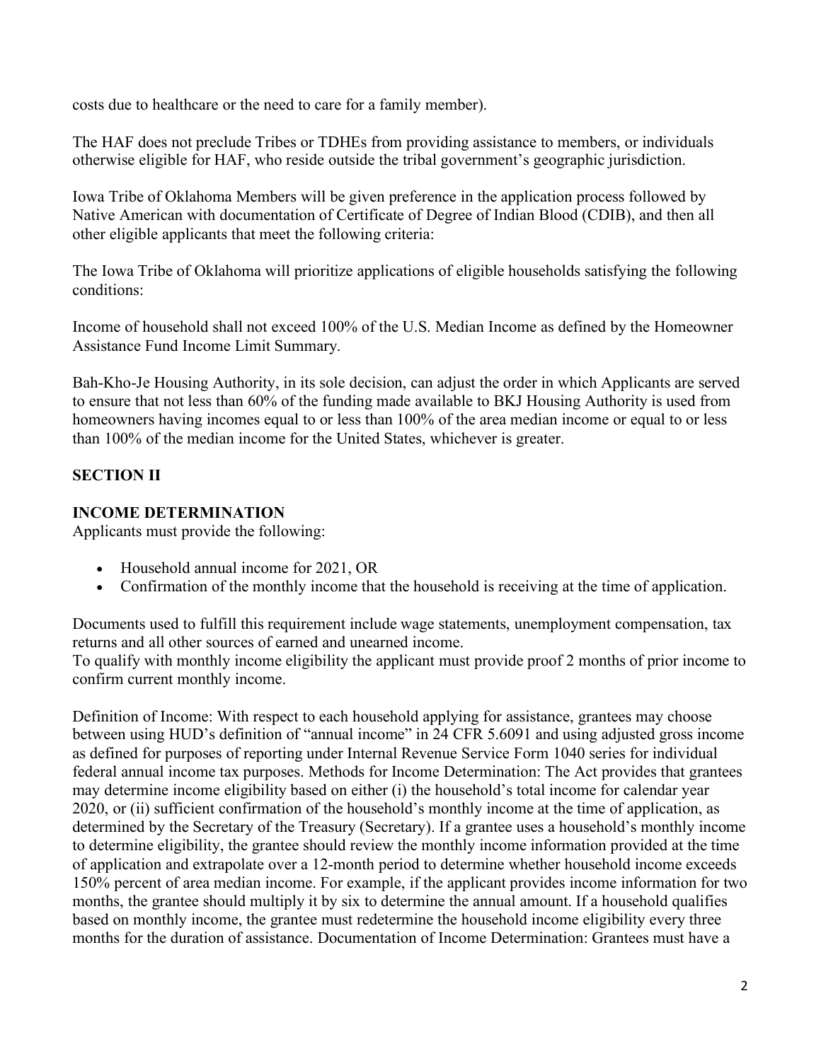costs due to healthcare or the need to care for a family member).

The HAF does not preclude Tribes or TDHEs from providing assistance to members, or individuals otherwise eligible for HAF, who reside outside the tribal government's geographic jurisdiction.

Iowa Tribe of Oklahoma Members will be given preference in the application process followed by Native American with documentation of Certificate of Degree of Indian Blood (CDIB), and then all other eligible applicants that meet the following criteria:

The Iowa Tribe of Oklahoma will prioritize applications of eligible households satisfying the following conditions:

Income of household shall not exceed 100% of the U.S. Median Income as defined by the Homeowner Assistance Fund Income Limit Summary.

Bah-Kho-Je Housing Authority, in its sole decision, can adjust the order in which Applicants are served to ensure that not less than 60% of the funding made available to BKJ Housing Authority is used from homeowners having incomes equal to or less than 100% of the area median income or equal to or less than 100% of the median income for the United States, whichever is greater.

## SECTION II

### INCOME DETERMINATION

Applicants must provide the following:

- Household annual income for 2021, OR
- Confirmation of the monthly income that the household is receiving at the time of application.

Documents used to fulfill this requirement include wage statements, unemployment compensation, tax returns and all other sources of earned and unearned income.
To qualify with monthly income eligibility the applicant must provide proof 2 months of prior income to confirm current monthly income.

Definition of Income: With respect to each household applying for assistance, grantees may choose between using HUD's definition of "annual income" in 24 CFR 5.6091 and using adjusted gross income as defined for purposes of reporting under Internal Revenue Service Form 1040 series for individual federal annual income tax purposes. Methods for Income Determination: The Act provides that grantees may determine income eligibility based on either (i) the household's total income for calendar year 2020, or (ii) sufficient confirmation of the household's monthly income at the time of application, as determined by the Secretary of the Treasury (Secretary). If a grantee uses a household's monthly income to determine eligibility, the grantee should review the monthly income information provided at the time of application and extrapolate over a 12-month period to determine whether household income exceeds 150% percent of area median income. For example, if the applicant provides income information for two months, the grantee should multiply it by six to determine the annual amount. If a household qualifies based on monthly income, the grantee must redetermine the household income eligibility every three months for the duration of assistance. Documentation of Income Determination: Grantees must have a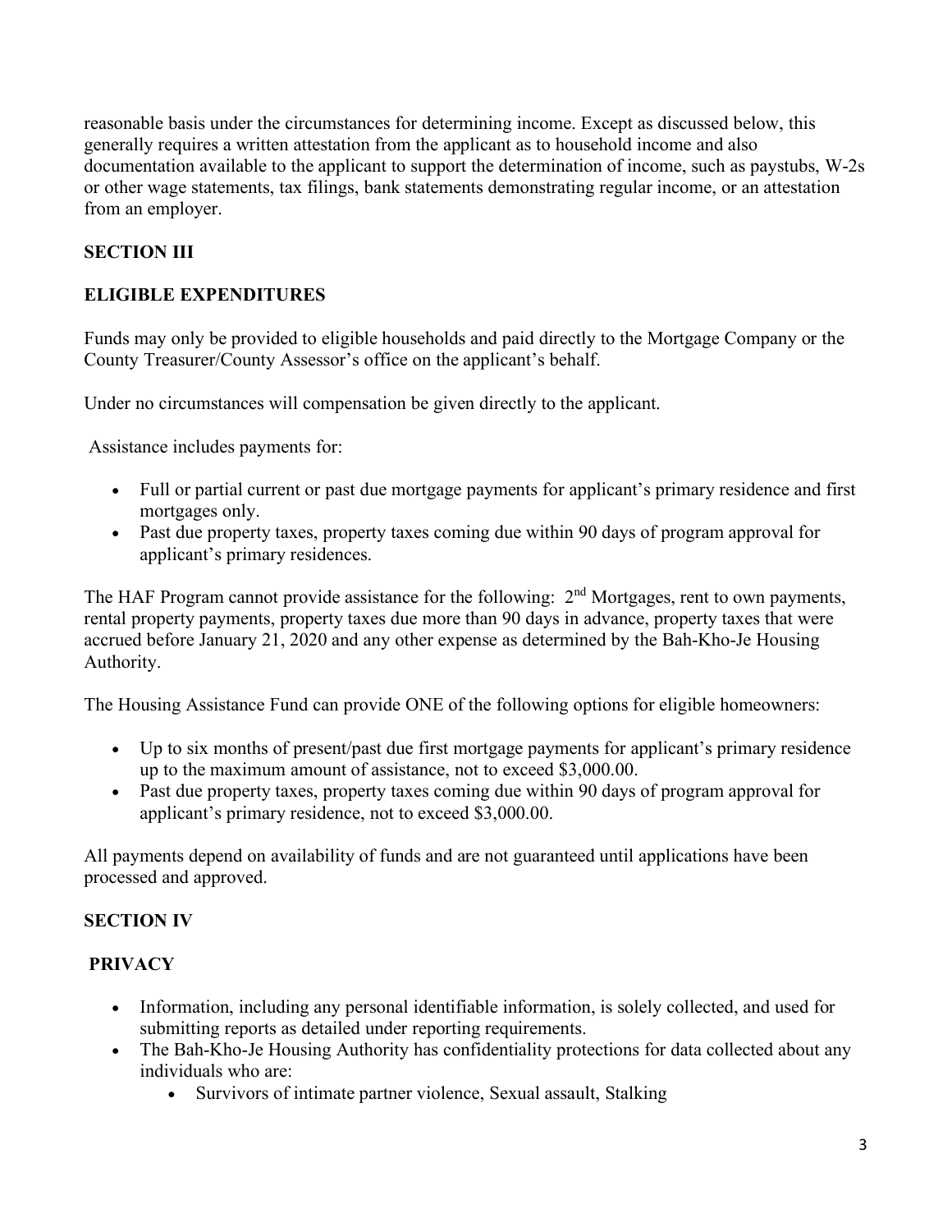reasonable basis under the circumstances for determining income. Except as discussed below, this generally requires a written attestation from the applicant as to household income and also documentation available to the applicant to support the determination of income, such as paystubs, W-2s or other wage statements, tax filings, bank statements demonstrating regular income, or an attestation from an employer.

**SECTION III**

**ELIGIBLE EXPENDITURES**

Funds may only be provided to eligible households and paid directly to the Mortgage Company or the County Treasurer/County Assessor's office on the applicant's behalf.

Under no circumstances will compensation be given directly to the applicant.

Assistance includes payments for:

- Full or partial current or past due mortgage payments for applicant's primary residence and first mortgages only.
- Past due property taxes, property taxes coming due within 90 days of program approval for applicant's primary residences.

The HAF Program cannot provide assistance for the following: 2nd Mortgages, rent to own payments, rental property payments, property taxes due more than 90 days in advance, property taxes that were accrued before January 21, 2020 and any other expense as determined by the Bah-Kho-Je Housing Authority.

The Housing Assistance Fund can provide ONE of the following options for eligible homeowners:

- Up to six months of present/past due first mortgage payments for applicant's primary residence up to the maximum amount of assistance, not to exceed $3,000.00.
- Past due property taxes, property taxes coming due within 90 days of program approval for applicant's primary residence, not to exceed $3,000.00.

All payments depend on availability of funds and are not guaranteed until applications have been processed and approved.

**SECTION IV**

**PRIVACY**

- Information, including any personal identifiable information, is solely collected, and used for submitting reports as detailed under reporting requirements.
- The Bah-Kho-Je Housing Authority has confidentiality protections for data collected about any individuals who are:
  - Survivors of intimate partner violence, Sexual assault, Stalking